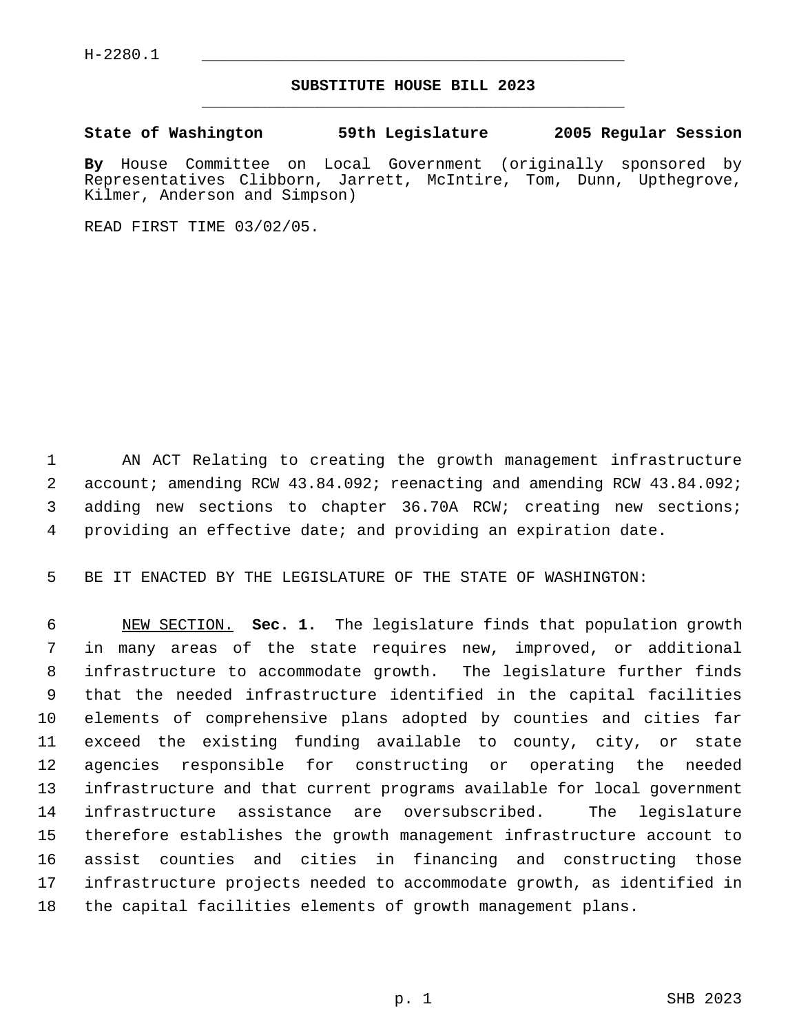H-2280.1

# SUBSTITUTE HOUSE BILL 2023

**State of Washington 59th Legislature 2005 Regular Session**

**By** House Committee on Local Government (originally sponsored by Representatives Clibborn, Jarrett, McIntire, Tom, Dunn, Upthegrove, Kilmer, Anderson and Simpson)

READ FIRST TIME 03/02/05.

AN ACT Relating to creating the growth management infrastructure account; amending RCW 43.84.092; reenacting and amending RCW 43.84.092; adding new sections to chapter 36.70A RCW; creating new sections; providing an effective date; and providing an expiration date.

BE IT ENACTED BY THE LEGISLATURE OF THE STATE OF WASHINGTON:

NEW SECTION. **Sec. 1.** The legislature finds that population growth in many areas of the state requires new, improved, or additional infrastructure to accommodate growth. The legislature further finds that the needed infrastructure identified in the capital facilities elements of comprehensive plans adopted by counties and cities far exceed the existing funding available to county, city, or state agencies responsible for constructing or operating the needed infrastructure and that current programs available for local government infrastructure assistance are oversubscribed. The legislature therefore establishes the growth management infrastructure account to assist counties and cities in financing and constructing those infrastructure projects needed to accommodate growth, as identified in the capital facilities elements of growth management plans.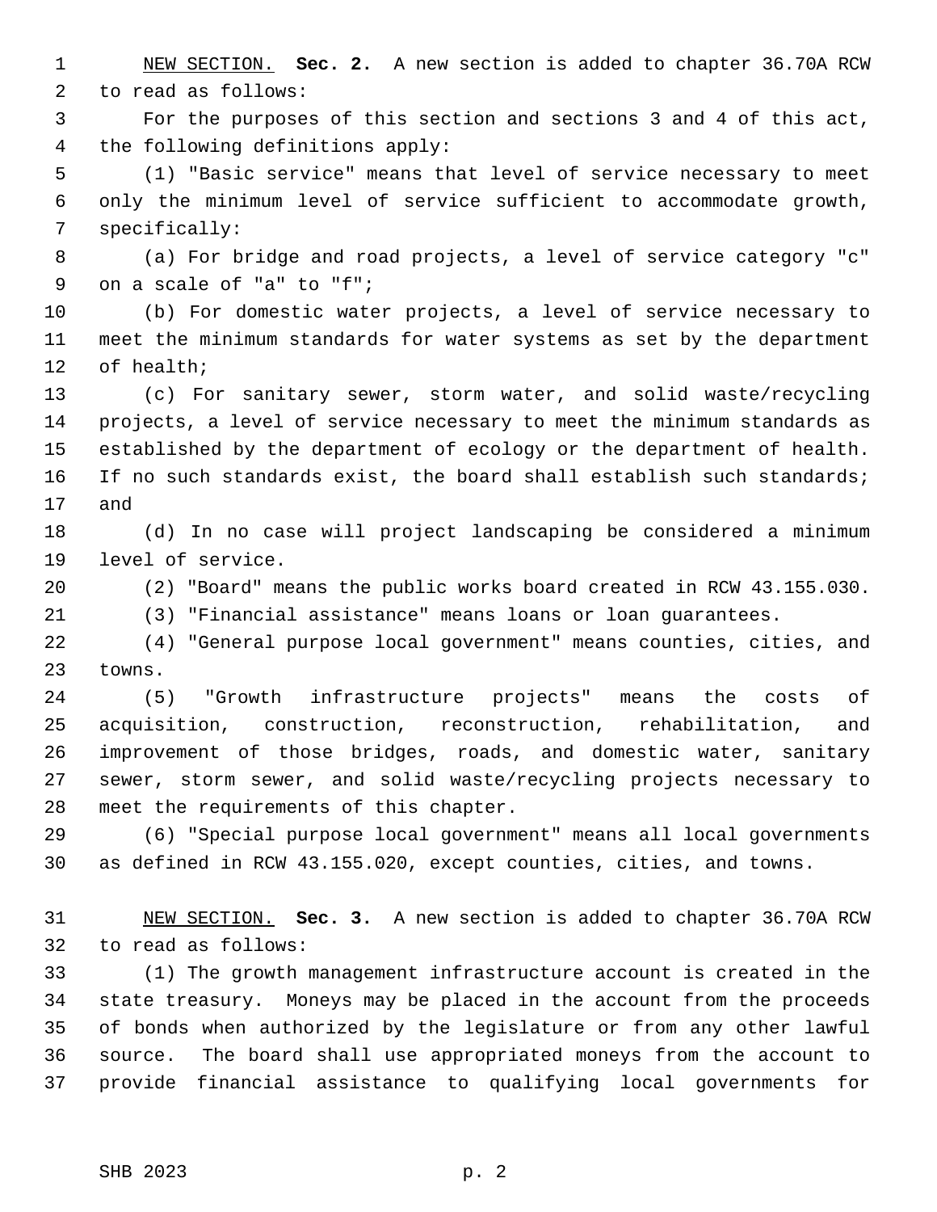NEW SECTION. **Sec. 2.** A new section is added to chapter 36.70A RCW to read as follows:

For the purposes of this section and sections 3 and 4 of this act, the following definitions apply:

(1) "Basic service" means that level of service necessary to meet only the minimum level of service sufficient to accommodate growth, specifically:

(a) For bridge and road projects, a level of service category "c" on a scale of "a" to "f";

(b) For domestic water projects, a level of service necessary to meet the minimum standards for water systems as set by the department of health;

(c) For sanitary sewer, storm water, and solid waste/recycling projects, a level of service necessary to meet the minimum standards as established by the department of ecology or the department of health. If no such standards exist, the board shall establish such standards; and

(d) In no case will project landscaping be considered a minimum level of service.

(2) "Board" means the public works board created in RCW 43.155.030.

(3) "Financial assistance" means loans or loan guarantees.

(4) "General purpose local government" means counties, cities, and towns.

(5) "Growth infrastructure projects" means the costs of acquisition, construction, reconstruction, rehabilitation, and improvement of those bridges, roads, and domestic water, sanitary sewer, storm sewer, and solid waste/recycling projects necessary to meet the requirements of this chapter.

(6) "Special purpose local government" means all local governments as defined in RCW 43.155.020, except counties, cities, and towns.

NEW SECTION. **Sec. 3.** A new section is added to chapter 36.70A RCW to read as follows:

(1) The growth management infrastructure account is created in the state treasury. Moneys may be placed in the account from the proceeds of bonds when authorized by the legislature or from any other lawful source. The board shall use appropriated moneys from the account to provide financial assistance to qualifying local governments for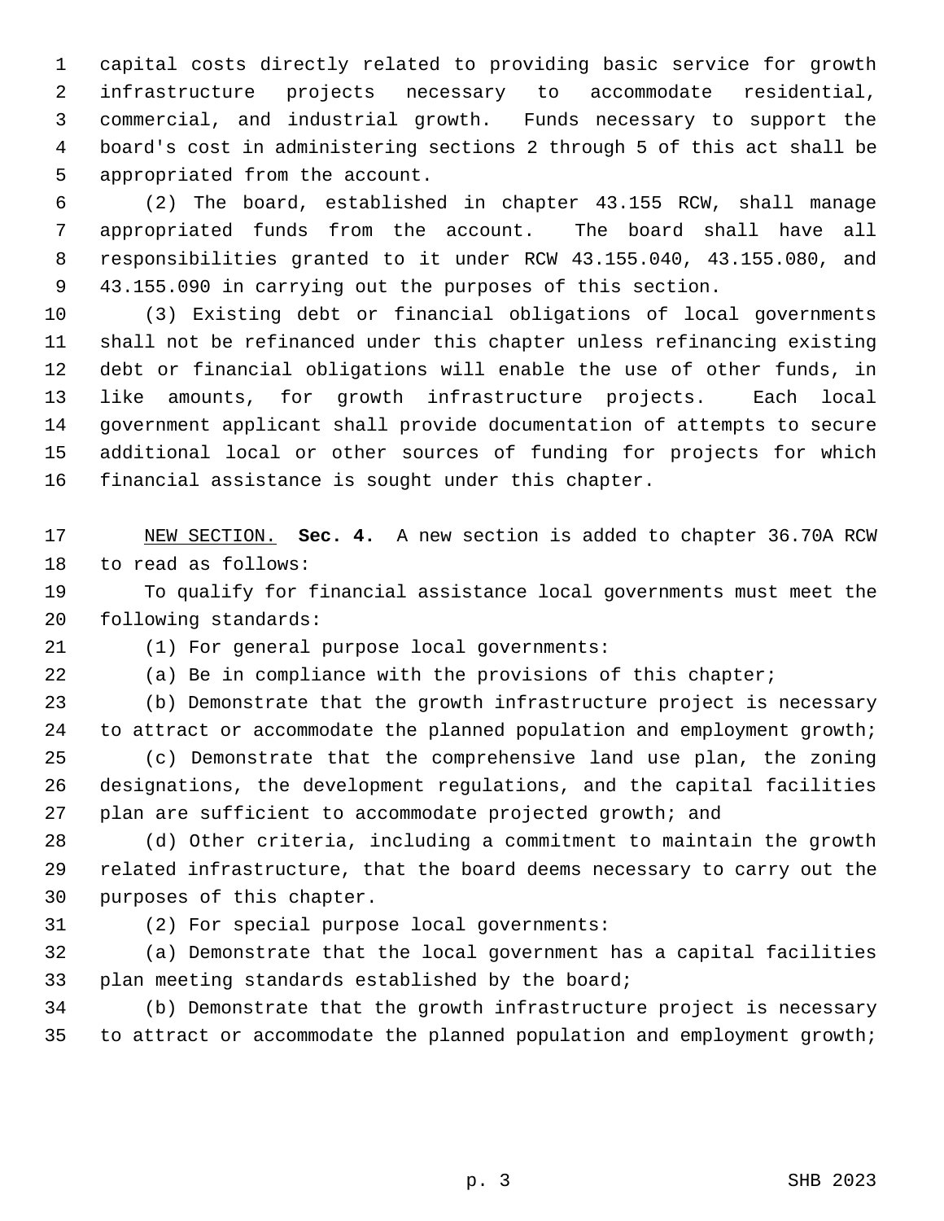capital costs directly related to providing basic service for growth infrastructure projects necessary to accommodate residential, commercial, and industrial growth. Funds necessary to support the board's cost in administering sections 2 through 5 of this act shall be appropriated from the account.

(2) The board, established in chapter 43.155 RCW, shall manage appropriated funds from the account. The board shall have all responsibilities granted to it under RCW 43.155.040, 43.155.080, and 43.155.090 in carrying out the purposes of this section.

(3) Existing debt or financial obligations of local governments shall not be refinanced under this chapter unless refinancing existing debt or financial obligations will enable the use of other funds, in like amounts, for growth infrastructure projects. Each local government applicant shall provide documentation of attempts to secure additional local or other sources of funding for projects for which financial assistance is sought under this chapter.

NEW SECTION. **Sec. 4.** A new section is added to chapter 36.70A RCW to read as follows:

To qualify for financial assistance local governments must meet the following standards:

(1) For general purpose local governments:

(a) Be in compliance with the provisions of this chapter;

(b) Demonstrate that the growth infrastructure project is necessary to attract or accommodate the planned population and employment growth;

(c) Demonstrate that the comprehensive land use plan, the zoning designations, the development regulations, and the capital facilities plan are sufficient to accommodate projected growth; and

(d) Other criteria, including a commitment to maintain the growth related infrastructure, that the board deems necessary to carry out the purposes of this chapter.

(2) For special purpose local governments:

(a) Demonstrate that the local government has a capital facilities plan meeting standards established by the board;

(b) Demonstrate that the growth infrastructure project is necessary to attract or accommodate the planned population and employment growth;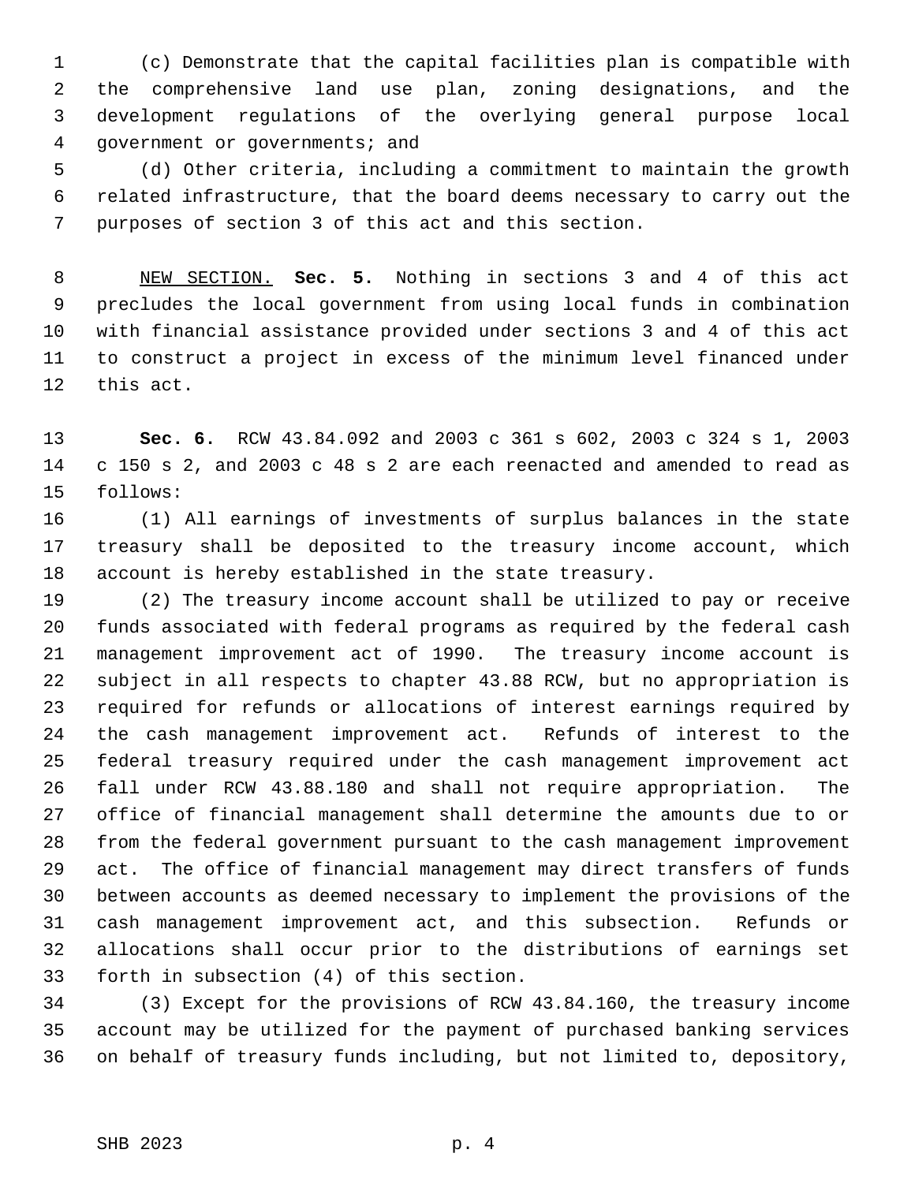(c) Demonstrate that the capital facilities plan is compatible with the comprehensive land use plan, zoning designations, and the development regulations of the overlying general purpose local government or governments; and

(d) Other criteria, including a commitment to maintain the growth related infrastructure, that the board deems necessary to carry out the purposes of section 3 of this act and this section.

NEW SECTION. **Sec. 5.** Nothing in sections 3 and 4 of this act precludes the local government from using local funds in combination with financial assistance provided under sections 3 and 4 of this act to construct a project in excess of the minimum level financed under this act.

**Sec. 6.** RCW 43.84.092 and 2003 c 361 s 602, 2003 c 324 s 1, 2003 c 150 s 2, and 2003 c 48 s 2 are each reenacted and amended to read as follows:

(1) All earnings of investments of surplus balances in the state treasury shall be deposited to the treasury income account, which account is hereby established in the state treasury.

(2) The treasury income account shall be utilized to pay or receive funds associated with federal programs as required by the federal cash management improvement act of 1990. The treasury income account is subject in all respects to chapter 43.88 RCW, but no appropriation is required for refunds or allocations of interest earnings required by the cash management improvement act. Refunds of interest to the federal treasury required under the cash management improvement act fall under RCW 43.88.180 and shall not require appropriation. The office of financial management shall determine the amounts due to or from the federal government pursuant to the cash management improvement act. The office of financial management may direct transfers of funds between accounts as deemed necessary to implement the provisions of the cash management improvement act, and this subsection. Refunds or allocations shall occur prior to the distributions of earnings set forth in subsection (4) of this section.

(3) Except for the provisions of RCW 43.84.160, the treasury income account may be utilized for the payment of purchased banking services on behalf of treasury funds including, but not limited to, depository,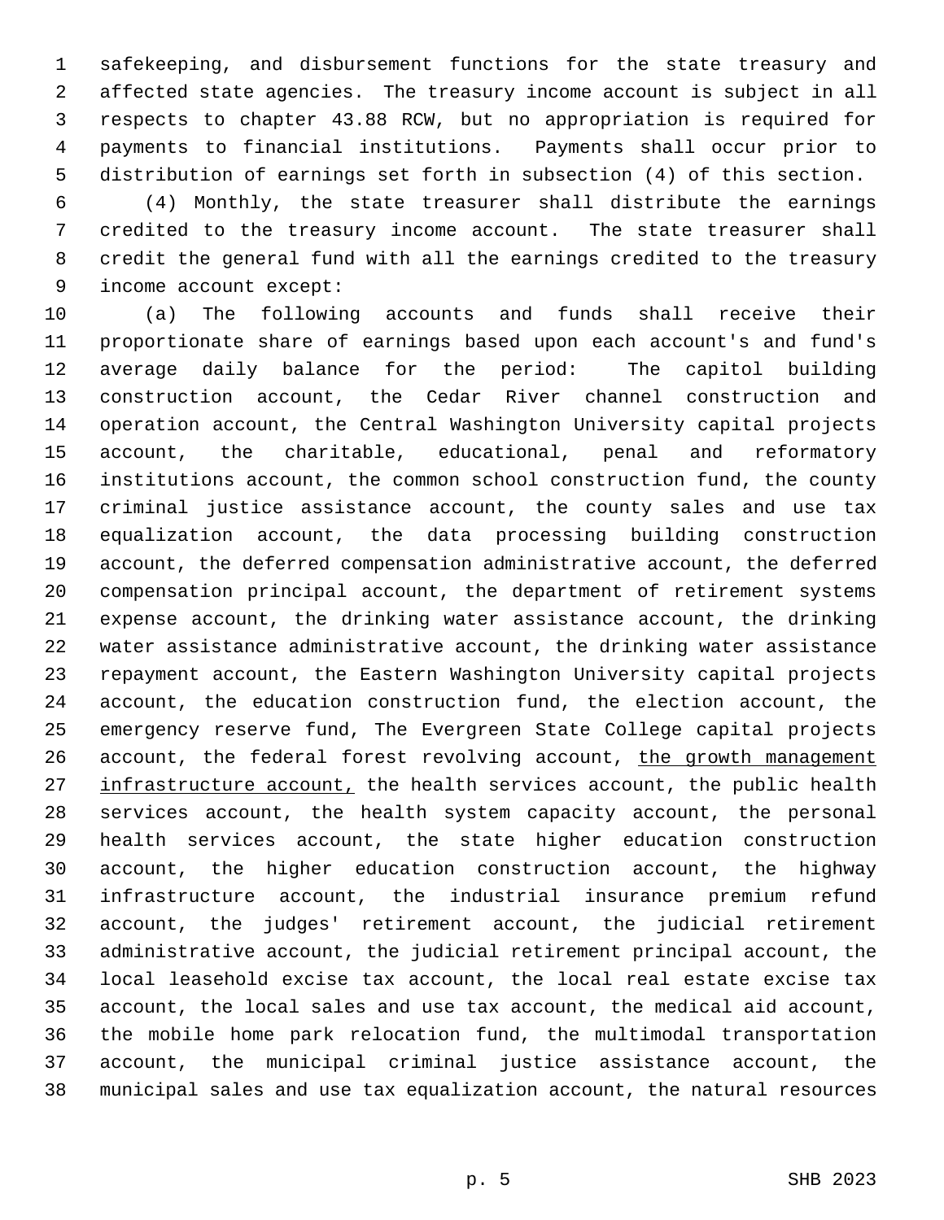safekeeping, and disbursement functions for the state treasury and affected state agencies. The treasury income account is subject in all respects to chapter 43.88 RCW, but no appropriation is required for payments to financial institutions. Payments shall occur prior to distribution of earnings set forth in subsection (4) of this section.

(4) Monthly, the state treasurer shall distribute the earnings credited to the treasury income account. The state treasurer shall credit the general fund with all the earnings credited to the treasury income account except:

(a) The following accounts and funds shall receive their proportionate share of earnings based upon each account's and fund's average daily balance for the period: The capitol building construction account, the Cedar River channel construction and operation account, the Central Washington University capital projects account, the charitable, educational, penal and reformatory institutions account, the common school construction fund, the county criminal justice assistance account, the county sales and use tax equalization account, the data processing building construction account, the deferred compensation administrative account, the deferred compensation principal account, the department of retirement systems expense account, the drinking water assistance account, the drinking water assistance administrative account, the drinking water assistance repayment account, the Eastern Washington University capital projects account, the education construction fund, the election account, the emergency reserve fund, The Evergreen State College capital projects account, the federal forest revolving account, <u>the growth management infrastructure account,</u> the health services account, the public health services account, the health system capacity account, the personal health services account, the state higher education construction account, the higher education construction account, the highway infrastructure account, the industrial insurance premium refund account, the judges' retirement account, the judicial retirement administrative account, the judicial retirement principal account, the local leasehold excise tax account, the local real estate excise tax account, the local sales and use tax account, the medical aid account, the mobile home park relocation fund, the multimodal transportation account, the municipal criminal justice assistance account, the municipal sales and use tax equalization account, the natural resources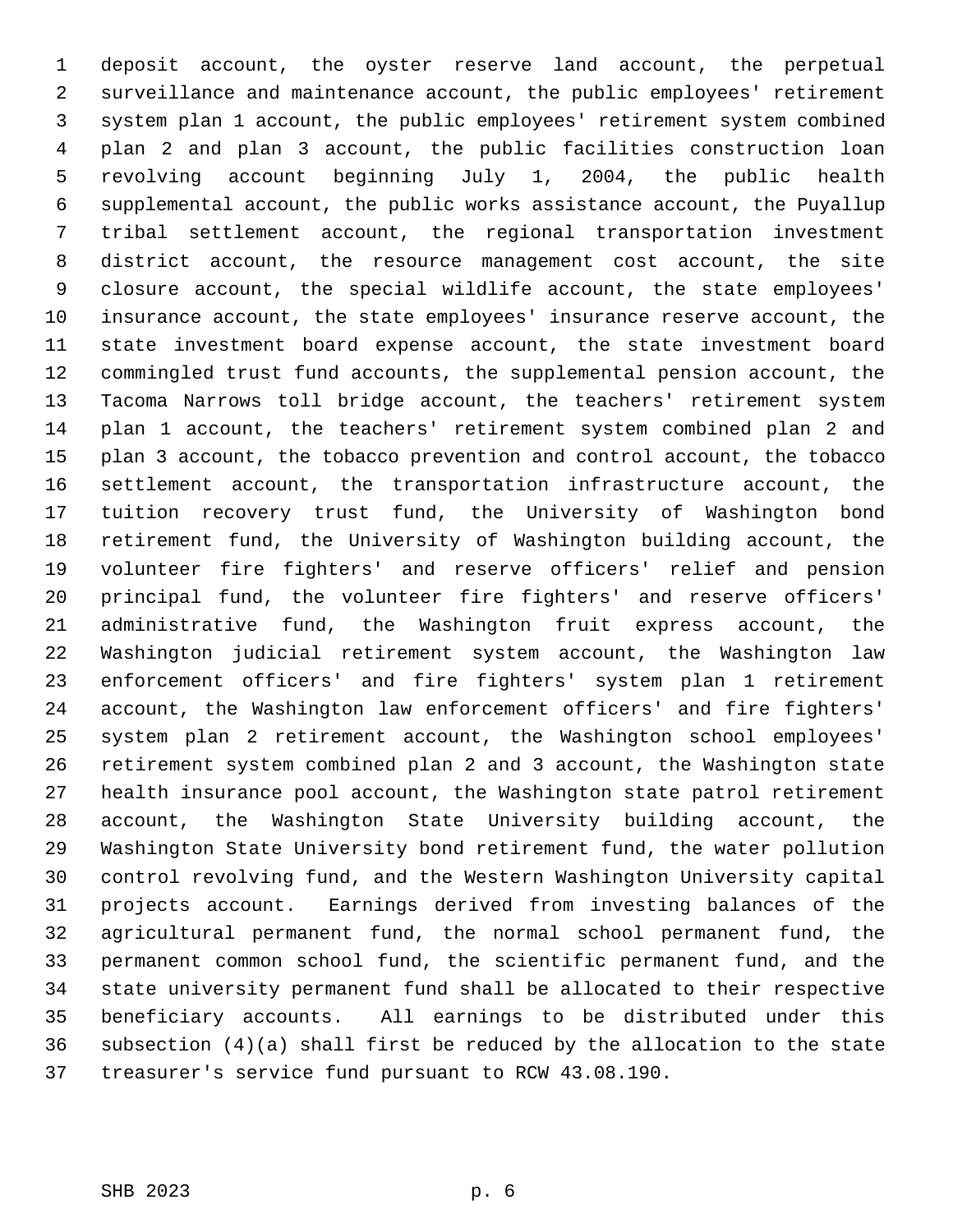deposit account, the oyster reserve land account, the perpetual surveillance and maintenance account, the public employees' retirement system plan 1 account, the public employees' retirement system combined plan 2 and plan 3 account, the public facilities construction loan revolving account beginning July 1, 2004, the public health supplemental account, the public works assistance account, the Puyallup tribal settlement account, the regional transportation investment district account, the resource management cost account, the site closure account, the special wildlife account, the state employees' insurance account, the state employees' insurance reserve account, the state investment board expense account, the state investment board commingled trust fund accounts, the supplemental pension account, the Tacoma Narrows toll bridge account, the teachers' retirement system plan 1 account, the teachers' retirement system combined plan 2 and plan 3 account, the tobacco prevention and control account, the tobacco settlement account, the transportation infrastructure account, the tuition recovery trust fund, the University of Washington bond retirement fund, the University of Washington building account, the volunteer fire fighters' and reserve officers' relief and pension principal fund, the volunteer fire fighters' and reserve officers' administrative fund, the Washington fruit express account, the Washington judicial retirement system account, the Washington law enforcement officers' and fire fighters' system plan 1 retirement account, the Washington law enforcement officers' and fire fighters' system plan 2 retirement account, the Washington school employees' retirement system combined plan 2 and 3 account, the Washington state health insurance pool account, the Washington state patrol retirement account, the Washington State University building account, the Washington State University bond retirement fund, the water pollution control revolving fund, and the Western Washington University capital projects account. Earnings derived from investing balances of the agricultural permanent fund, the normal school permanent fund, the permanent common school fund, the scientific permanent fund, and the state university permanent fund shall be allocated to their respective beneficiary accounts. All earnings to be distributed under this subsection (4)(a) shall first be reduced by the allocation to the state treasurer's service fund pursuant to RCW 43.08.190.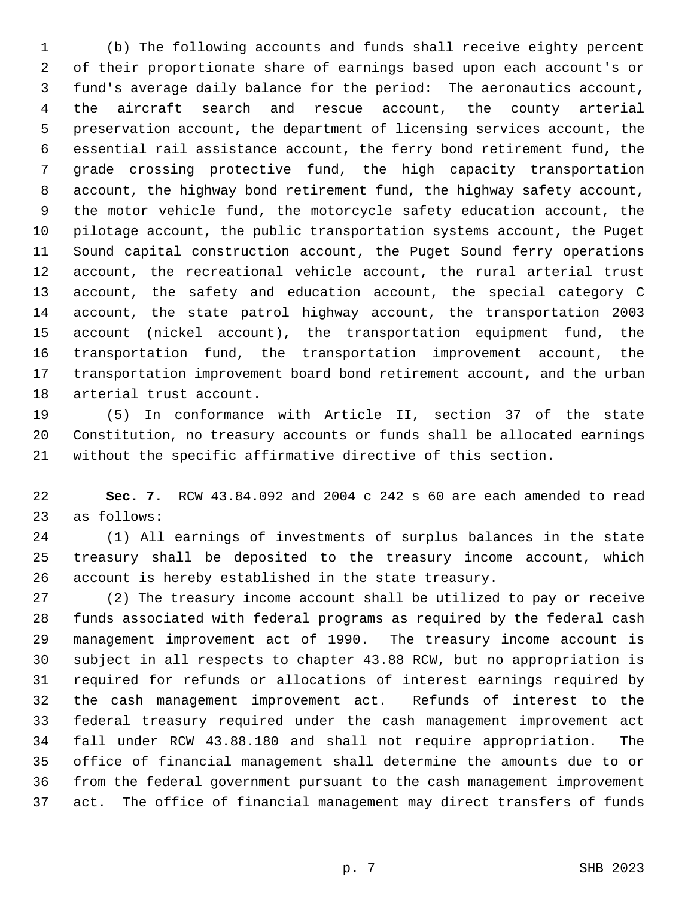(b) The following accounts and funds shall receive eighty percent of their proportionate share of earnings based upon each account's or fund's average daily balance for the period: The aeronautics account, the aircraft search and rescue account, the county arterial preservation account, the department of licensing services account, the essential rail assistance account, the ferry bond retirement fund, the grade crossing protective fund, the high capacity transportation account, the highway bond retirement fund, the highway safety account, the motor vehicle fund, the motorcycle safety education account, the pilotage account, the public transportation systems account, the Puget Sound capital construction account, the Puget Sound ferry operations account, the recreational vehicle account, the rural arterial trust account, the safety and education account, the special category C account, the state patrol highway account, the transportation 2003 account (nickel account), the transportation equipment fund, the transportation fund, the transportation improvement account, the transportation improvement board bond retirement account, and the urban arterial trust account.

(5) In conformance with Article II, section 37 of the state Constitution, no treasury accounts or funds shall be allocated earnings without the specific affirmative directive of this section.

**Sec. 7.** RCW 43.84.092 and 2004 c 242 s 60 are each amended to read as follows:

(1) All earnings of investments of surplus balances in the state treasury shall be deposited to the treasury income account, which account is hereby established in the state treasury.

(2) The treasury income account shall be utilized to pay or receive funds associated with federal programs as required by the federal cash management improvement act of 1990. The treasury income account is subject in all respects to chapter 43.88 RCW, but no appropriation is required for refunds or allocations of interest earnings required by the cash management improvement act. Refunds of interest to the federal treasury required under the cash management improvement act fall under RCW 43.88.180 and shall not require appropriation. The office of financial management shall determine the amounts due to or from the federal government pursuant to the cash management improvement act. The office of financial management may direct transfers of funds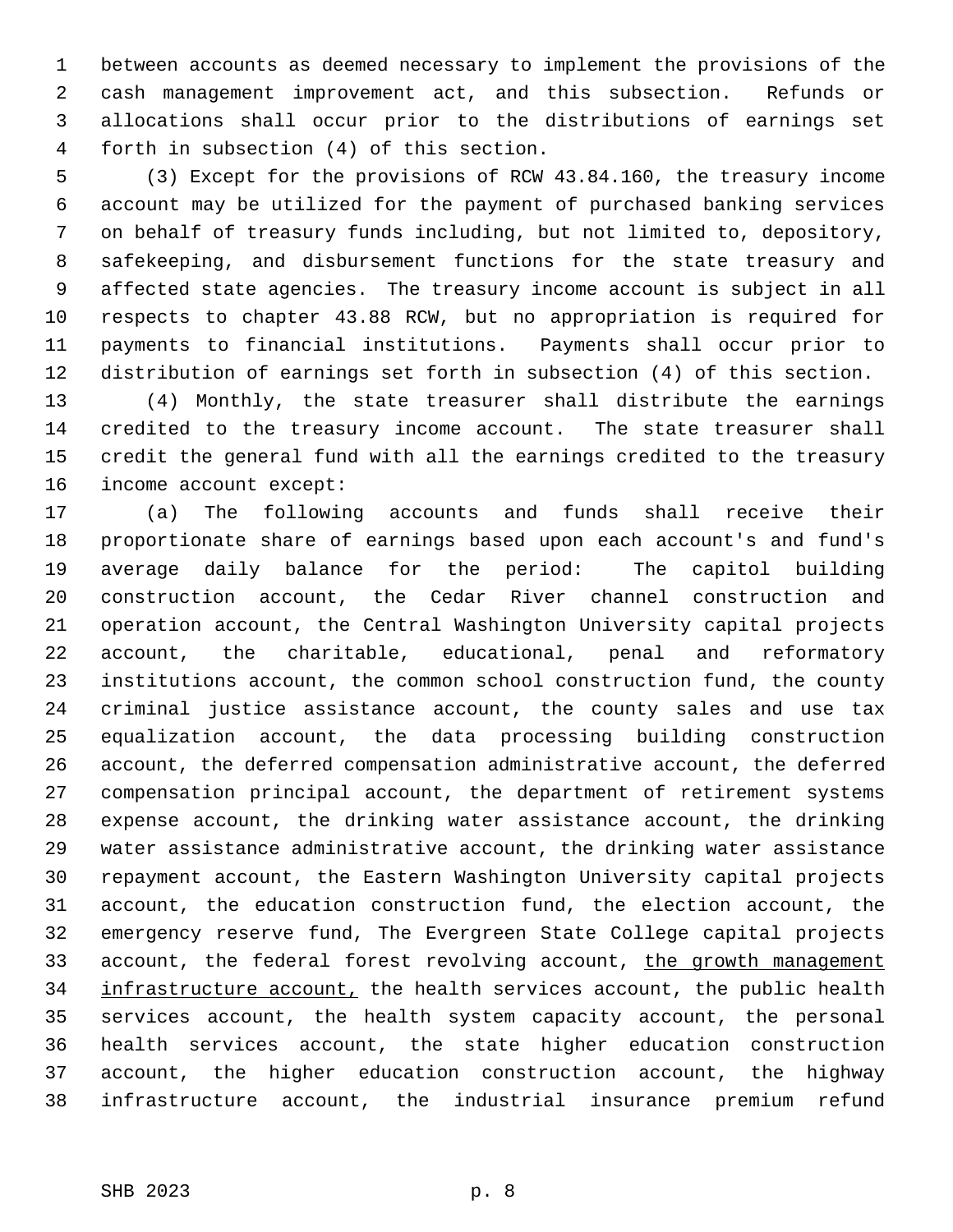between accounts as deemed necessary to implement the provisions of the cash management improvement act, and this subsection. Refunds or allocations shall occur prior to the distributions of earnings set forth in subsection (4) of this section.

(3) Except for the provisions of RCW 43.84.160, the treasury income account may be utilized for the payment of purchased banking services on behalf of treasury funds including, but not limited to, depository, safekeeping, and disbursement functions for the state treasury and affected state agencies. The treasury income account is subject in all respects to chapter 43.88 RCW, but no appropriation is required for payments to financial institutions. Payments shall occur prior to distribution of earnings set forth in subsection (4) of this section.

(4) Monthly, the state treasurer shall distribute the earnings credited to the treasury income account. The state treasurer shall credit the general fund with all the earnings credited to the treasury income account except:

(a) The following accounts and funds shall receive their proportionate share of earnings based upon each account's and fund's average daily balance for the period: The capitol building construction account, the Cedar River channel construction and operation account, the Central Washington University capital projects account, the charitable, educational, penal and reformatory institutions account, the common school construction fund, the county criminal justice assistance account, the county sales and use tax equalization account, the data processing building construction account, the deferred compensation administrative account, the deferred compensation principal account, the department of retirement systems expense account, the drinking water assistance account, the drinking water assistance administrative account, the drinking water assistance repayment account, the Eastern Washington University capital projects account, the education construction fund, the election account, the emergency reserve fund, The Evergreen State College capital projects account, the federal forest revolving account, <u>the growth management infrastructure account,</u> the health services account, the public health services account, the health system capacity account, the personal health services account, the state higher education construction account, the higher education construction account, the highway infrastructure account, the industrial insurance premium refund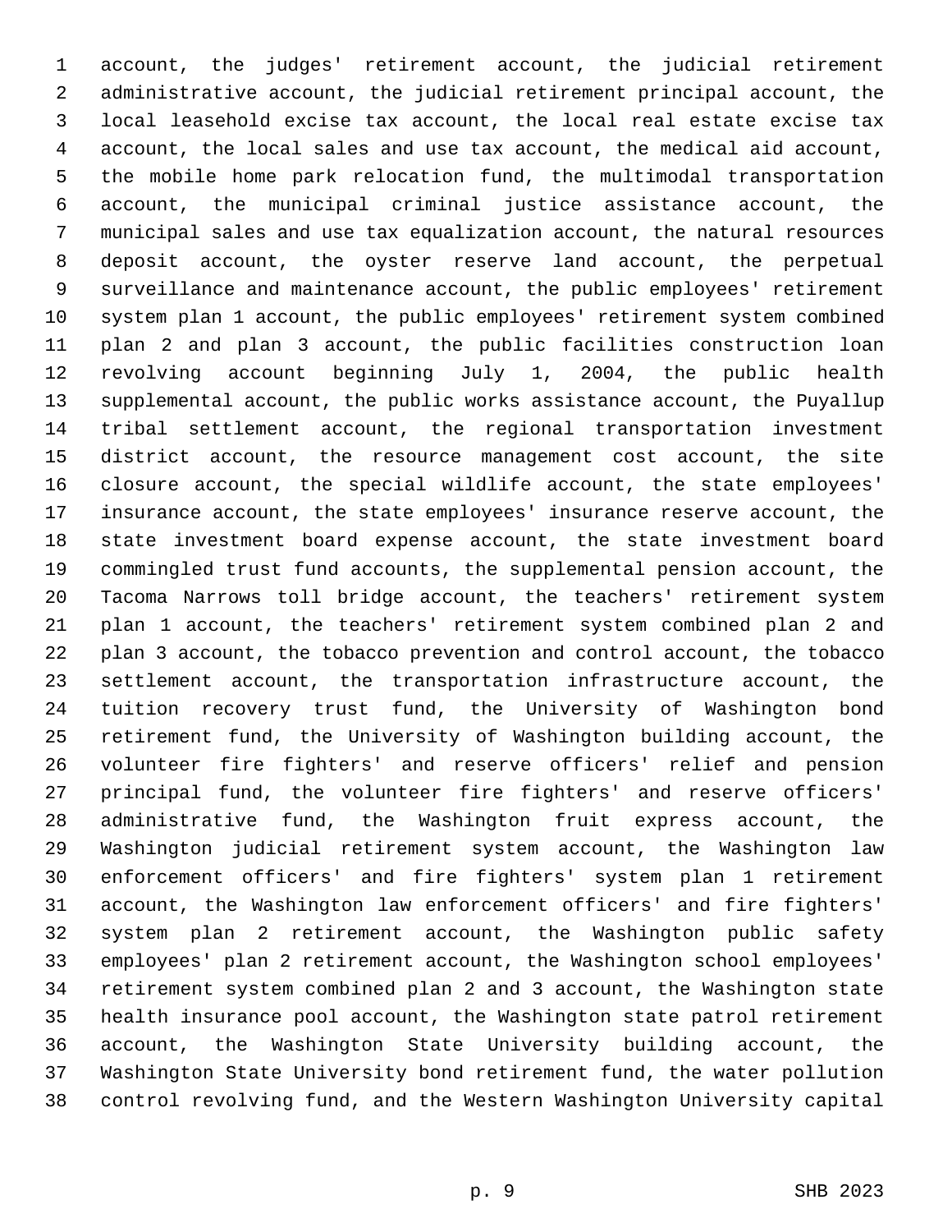account, the judges' retirement account, the judicial retirement administrative account, the judicial retirement principal account, the local leasehold excise tax account, the local real estate excise tax account, the local sales and use tax account, the medical aid account, the mobile home park relocation fund, the multimodal transportation account, the municipal criminal justice assistance account, the municipal sales and use tax equalization account, the natural resources deposit account, the oyster reserve land account, the perpetual surveillance and maintenance account, the public employees' retirement system plan 1 account, the public employees' retirement system combined plan 2 and plan 3 account, the public facilities construction loan revolving account beginning July 1, 2004, the public health supplemental account, the public works assistance account, the Puyallup tribal settlement account, the regional transportation investment district account, the resource management cost account, the site closure account, the special wildlife account, the state employees' insurance account, the state employees' insurance reserve account, the state investment board expense account, the state investment board commingled trust fund accounts, the supplemental pension account, the Tacoma Narrows toll bridge account, the teachers' retirement system plan 1 account, the teachers' retirement system combined plan 2 and plan 3 account, the tobacco prevention and control account, the tobacco settlement account, the transportation infrastructure account, the tuition recovery trust fund, the University of Washington bond retirement fund, the University of Washington building account, the volunteer fire fighters' and reserve officers' relief and pension principal fund, the volunteer fire fighters' and reserve officers' administrative fund, the Washington fruit express account, the Washington judicial retirement system account, the Washington law enforcement officers' and fire fighters' system plan 1 retirement account, the Washington law enforcement officers' and fire fighters' system plan 2 retirement account, the Washington public safety employees' plan 2 retirement account, the Washington school employees' retirement system combined plan 2 and 3 account, the Washington state health insurance pool account, the Washington state patrol retirement account, the Washington State University building account, the Washington State University bond retirement fund, the water pollution control revolving fund, and the Western Washington University capital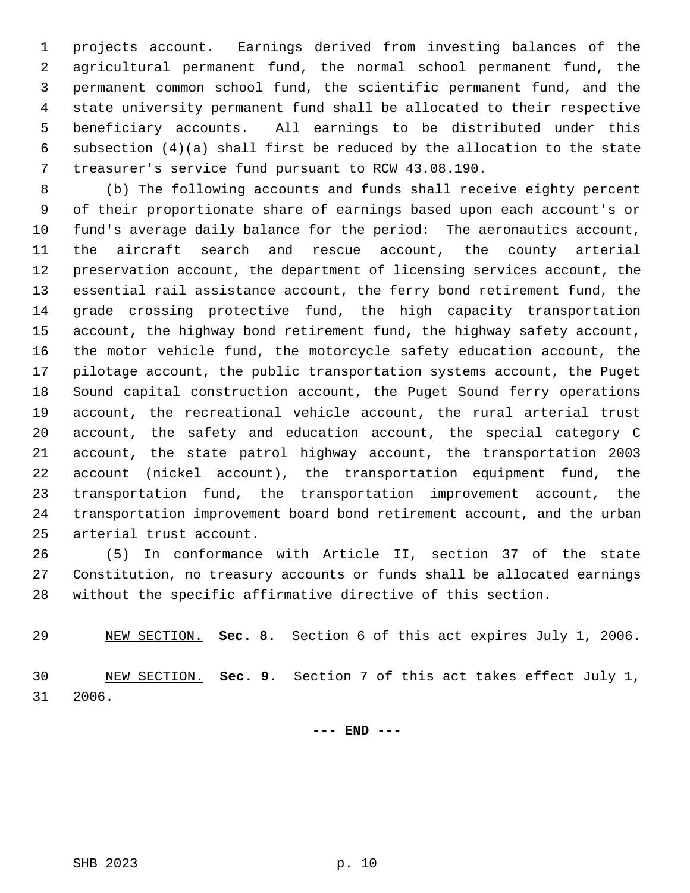projects account. Earnings derived from investing balances of the agricultural permanent fund, the normal school permanent fund, the permanent common school fund, the scientific permanent fund, and the state university permanent fund shall be allocated to their respective beneficiary accounts. All earnings to be distributed under this subsection (4)(a) shall first be reduced by the allocation to the state treasurer's service fund pursuant to RCW 43.08.190.

(b) The following accounts and funds shall receive eighty percent of their proportionate share of earnings based upon each account's or fund's average daily balance for the period: The aeronautics account, the aircraft search and rescue account, the county arterial preservation account, the department of licensing services account, the essential rail assistance account, the ferry bond retirement fund, the grade crossing protective fund, the high capacity transportation account, the highway bond retirement fund, the highway safety account, the motor vehicle fund, the motorcycle safety education account, the pilotage account, the public transportation systems account, the Puget Sound capital construction account, the Puget Sound ferry operations account, the recreational vehicle account, the rural arterial trust account, the safety and education account, the special category C account, the state patrol highway account, the transportation 2003 account (nickel account), the transportation equipment fund, the transportation fund, the transportation improvement account, the transportation improvement board bond retirement account, and the urban arterial trust account.

(5) In conformance with Article II, section 37 of the state Constitution, no treasury accounts or funds shall be allocated earnings without the specific affirmative directive of this section.

NEW SECTION. **Sec. 8.** Section 6 of this act expires July 1, 2006.

NEW SECTION. **Sec. 9.** Section 7 of this act takes effect July 1, 2006.

**--- END ---**